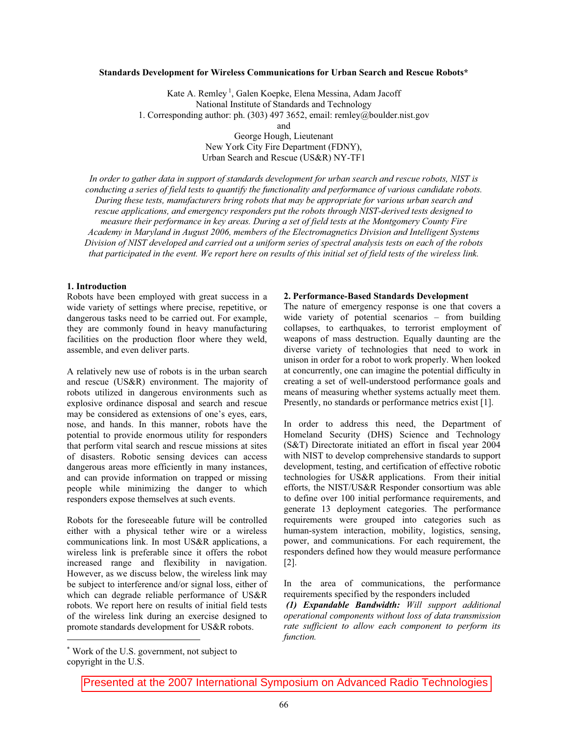# Standards Development for Wireless Communications for Urban Search and Rescue Robots*

Kate A. Remley [1], Galen Koepke, Elena Messina, Adam Jacoff
National Institute of Standards and Technology
1. Corresponding author: ph. (303) 497 3652, email: remley@boulder.nist.gov
and
George Hough, Lieutenant
New York City Fire Department (FDNY),
Urban Search and Rescue (US&R) NY-TF1

*In order to gather data in support of standards development for urban search and rescue robots, NIST is conducting a series of field tests to quantify the functionality and performance of various candidate robots. During these tests, manufacturers bring robots that may be appropriate for various urban search and rescue applications, and emergency responders put the robots through NIST-derived tests designed to measure their performance in key areas. During a set of field tests at the Montgomery County Fire Academy in Maryland in August 2006, members of the Electromagnetics Division and Intelligent Systems Division of NIST developed and carried out a uniform series of spectral analysis tests on each of the robots that participated in the event. We report here on results of this initial set of field tests of the wireless link.*

## 1. Introduction

Robots have been employed with great success in a wide variety of settings where precise, repetitive, or dangerous tasks need to be carried out. For example, they are commonly found in heavy manufacturing facilities on the production floor where they weld, assemble, and even deliver parts.

A relatively new use of robots is in the urban search and rescue (US&R) environment. The majority of robots utilized in dangerous environments such as explosive ordinance disposal and search and rescue may be considered as extensions of one's eyes, ears, nose, and hands. In this manner, robots have the potential to provide enormous utility for responders that perform vital search and rescue missions at sites of disasters. Robotic sensing devices can access dangerous areas more efficiently in many instances, and can provide information on trapped or missing people while minimizing the danger to which responders expose themselves at such events.

Robots for the foreseeable future will be controlled either with a physical tether wire or a wireless communications link. In most US&R applications, a wireless link is preferable since it offers the robot increased range and flexibility in navigation. However, as we discuss below, the wireless link may be subject to interference and/or signal loss, either of which can degrade reliable performance of US&R robots. We report here on results of initial field tests of the wireless link during an exercise designed to promote standards development for US&R robots.

## 2. Performance-Based Standards Development

The nature of emergency response is one that covers a wide variety of potential scenarios – from building collapses, to earthquakes, to terrorist employment of weapons of mass destruction. Equally daunting are the diverse variety of technologies that need to work in unison in order for a robot to work properly. When looked at concurrently, one can imagine the potential difficulty in creating a set of well-understood performance goals and means of measuring whether systems actually meet them. Presently, no standards or performance metrics exist [1].

In order to address this need, the Department of Homeland Security (DHS) Science and Technology (S&T) Directorate initiated an effort in fiscal year 2004 with NIST to develop comprehensive standards to support development, testing, and certification of effective robotic technologies for US&R applications. From their initial efforts, the NIST/US&R Responder consortium was able to define over 100 initial performance requirements, and generate 13 deployment categories. The performance requirements were grouped into categories such as human-system interaction, mobility, logistics, sensing, power, and communications. For each requirement, the responders defined how they would measure performance [2].

In the area of communications, the performance requirements specified by the responders included

***(1) Expandable Bandwidth:*** *Will support additional operational components without loss of data transmission rate sufficient to allow each component to perform its function.*

---

* Work of the U.S. government, not subject to copyright in the U.S.

Presented at the 2007 International Symposium on Advanced Radio Technologies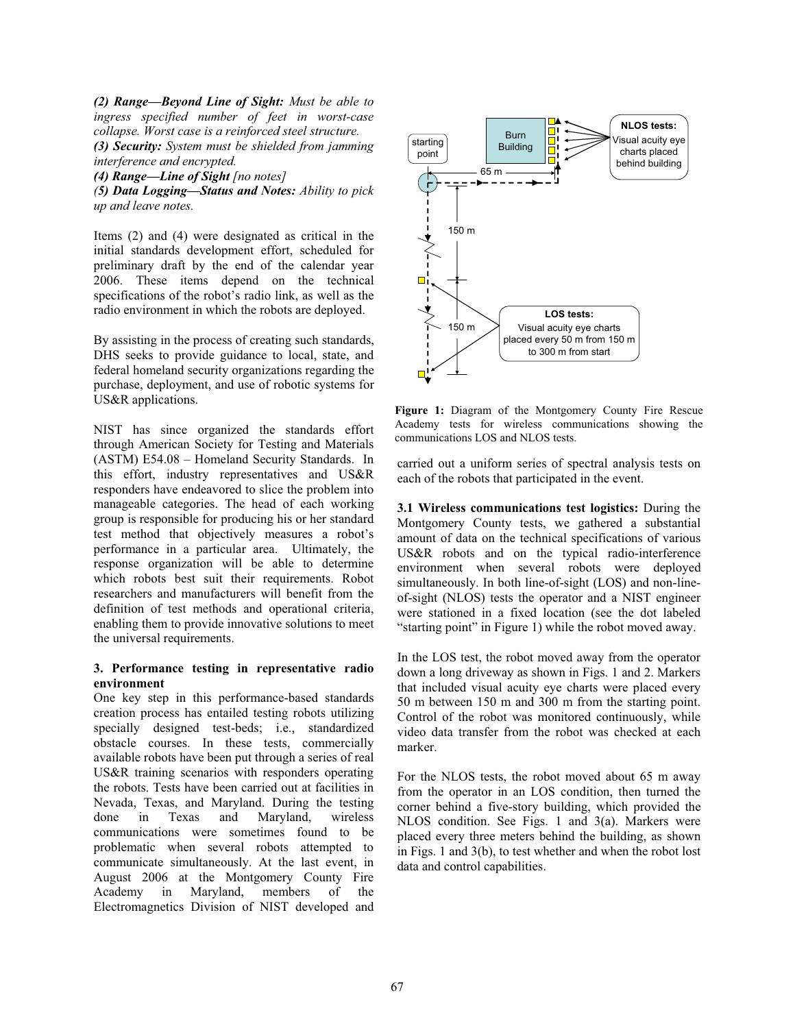***(2) Range—Beyond Line of Sight:*** *Must be able to ingress specified number of feet in worst-case collapse. Worst case is a reinforced steel structure.*
***(3) Security:*** *System must be shielded from jamming interference and encrypted.*
***(4) Range—Line of Sight*** *[no notes]*
***(5) Data Logging—Status and Notes:*** *Ability to pick up and leave notes.*

Items (2) and (4) were designated as critical in the initial standards development effort, scheduled for preliminary draft by the end of the calendar year 2006. These items depend on the technical specifications of the robot's radio link, as well as the radio environment in which the robots are deployed.

By assisting in the process of creating such standards, DHS seeks to provide guidance to local, state, and federal homeland security organizations regarding the purchase, deployment, and use of robotic systems for US&R applications.

NIST has since organized the standards effort through American Society for Testing and Materials (ASTM) E54.08 – Homeland Security Standards. In this effort, industry representatives and US&R responders have endeavored to slice the problem into manageable categories. The head of each working group is responsible for producing his or her standard test method that objectively measures a robot's performance in a particular area. Ultimately, the response organization will be able to determine which robots best suit their requirements. Robot researchers and manufacturers will benefit from the definition of test methods and operational criteria, enabling them to provide innovative solutions to meet the universal requirements.

### 3. Performance testing in representative radio environment

One key step in this performance-based standards creation process has entailed testing robots utilizing specially designed test-beds; i.e., standardized obstacle courses. In these tests, commercially available robots have been put through a series of real US&R training scenarios with responders operating the robots. Tests have been carried out at facilities in Nevada, Texas, and Maryland. During the testing done in Texas and Maryland, wireless communications were sometimes found to be problematic when several robots attempted to communicate simultaneously. At the last event, in August 2006 at the Montgomery County Fire Academy in Maryland, members of the Electromagnetics Division of NIST developed and carried out a uniform series of spectral analysis tests on each of the robots that participated in the event.

**Figure 1:** Diagram of the Montgomery County Fire Rescue Academy tests for wireless communications showing the communications LOS and NLOS tests.

**3.1 Wireless communications test logistics:** During the Montgomery County tests, we gathered a substantial amount of data on the technical specifications of various US&R robots and on the typical radio-interference environment when several robots were deployed simultaneously. In both line-of-sight (LOS) and non-line-of-sight (NLOS) tests the operator and a NIST engineer were stationed in a fixed location (see the dot labeled "starting point" in Figure 1) while the robot moved away.

In the LOS test, the robot moved away from the operator down a long driveway as shown in Figs. 1 and 2. Markers that included visual acuity eye charts were placed every 50 m between 150 m and 300 m from the starting point. Control of the robot was monitored continuously, while video data transfer from the robot was checked at each marker.

For the NLOS tests, the robot moved about 65 m away from the operator in an LOS condition, then turned the corner behind a five-story building, which provided the NLOS condition. See Figs. 1 and 3(a). Markers were placed every three meters behind the building, as shown in Figs. 1 and 3(b), to test whether and when the robot lost data and control capabilities.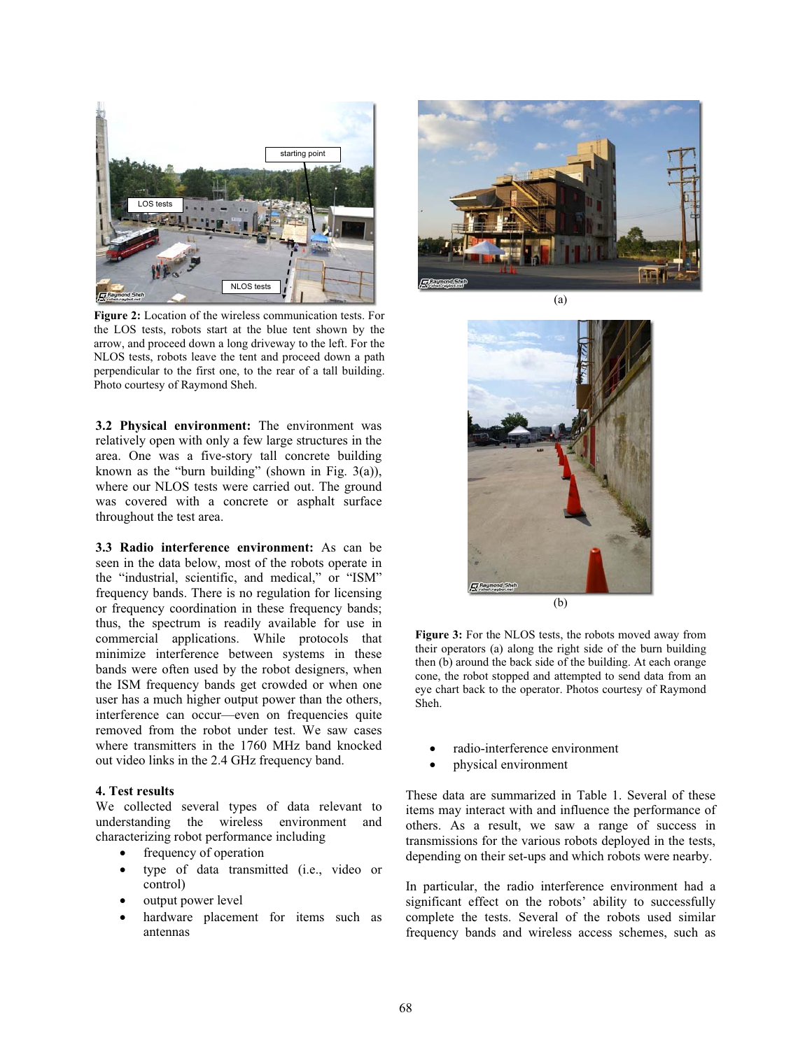Figure 2: Location of the wireless communication tests. For the LOS tests, robots start at the blue tent shown by the arrow, and proceed down a long driveway to the left. For the NLOS tests, robots leave the tent and proceed down a path perpendicular to the first one, to the rear of a tall building. Photo courtesy of Raymond Sheh.

**3.2 Physical environment:** The environment was relatively open with only a few large structures in the area. One was a five-story tall concrete building known as the "burn building" (shown in Fig. 3(a)), where our NLOS tests were carried out. The ground was covered with a concrete or asphalt surface throughout the test area.

**3.3 Radio interference environment:** As can be seen in the data below, most of the robots operate in the "industrial, scientific, and medical," or "ISM" frequency bands. There is no regulation for licensing or frequency coordination in these frequency bands; thus, the spectrum is readily available for use in commercial applications. While protocols that minimize interference between systems in these bands were often used by the robot designers, when the ISM frequency bands get crowded or when one user has a much higher output power than the others, interference can occur—even on frequencies quite removed from the robot under test. We saw cases where transmitters in the 1760 MHz band knocked out video links in the 2.4 GHz frequency band.

## 4. Test results

We collected several types of data relevant to understanding the wireless environment and characterizing robot performance including

- frequency of operation
- type of data transmitted (i.e., video or control)
- output power level
- hardware placement for items such as antennas
- radio-interference environment
- physical environment

(a)

(b)

Figure 3: For the NLOS tests, the robots moved away from their operators (a) along the right side of the burn building then (b) around the back side of the building. At each orange cone, the robot stopped and attempted to send data from an eye chart back to the operator. Photos courtesy of Raymond Sheh.

These data are summarized in Table 1. Several of these items may interact with and influence the performance of others. As a result, we saw a range of success in transmissions for the various robots deployed in the tests, depending on their set-ups and which robots were nearby.

In particular, the radio interference environment had a significant effect on the robots' ability to successfully complete the tests. Several of the robots used similar frequency bands and wireless access schemes, such as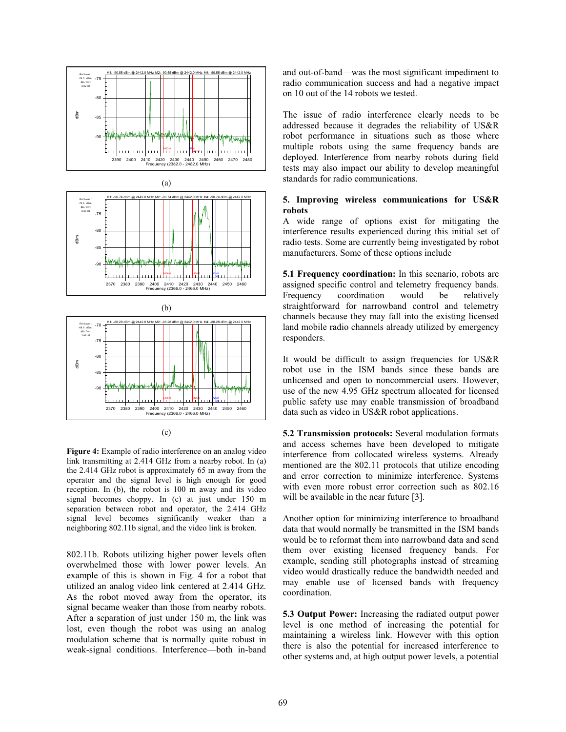(a)

(b)

(c)

**Figure 4:** Example of radio interference on an analog video link transmitting at 2.414 GHz from a nearby robot. In (a) the 2.414 GHz robot is approximately 65 m away from the operator and the signal level is high enough for good reception. In (b), the robot is 100 m away and its video signal becomes choppy. In (c) at just under 150 m separation between robot and operator, the 2.414 GHz signal level becomes significantly weaker than a neighboring 802.11b signal, and the video link is broken.

802.11b. Robots utilizing higher power levels often overwhelmed those with lower power levels. An example of this is shown in Fig. 4 for a robot that utilized an analog video link centered at 2.414 GHz. As the robot moved away from the operator, its signal became weaker than those from nearby robots. After a separation of just under 150 m, the link was lost, even though the robot was using an analog modulation scheme that is normally quite robust in weak-signal conditions. Interference—both in-band and out-of-band—was the most significant impediment to radio communication success and had a negative impact on 10 out of the 14 robots we tested.

The issue of radio interference clearly needs to be addressed because it degrades the reliability of US&R robot performance in situations such as those where multiple robots using the same frequency bands are deployed. Interference from nearby robots during field tests may also impact our ability to develop meaningful standards for radio communications.

## 5. Improving wireless communications for US&R robots

A wide range of options exist for mitigating the interference results experienced during this initial set of radio tests. Some are currently being investigated by robot manufacturers. Some of these options include

**5.1 Frequency coordination:** In this scenario, robots are assigned specific control and telemetry frequency bands. Frequency coordination would be relatively straightforward for narrowband control and telemetry channels because they may fall into the existing licensed land mobile radio channels already utilized by emergency responders.

It would be difficult to assign frequencies for US&R robot use in the ISM bands since these bands are unlicensed and open to noncommercial users. However, use of the new 4.95 GHz spectrum allocated for licensed public safety use may enable transmission of broadband data such as video in US&R robot applications.

**5.2 Transmission protocols:** Several modulation formats and access schemes have been developed to mitigate interference from collocated wireless systems. Already mentioned are the 802.11 protocols that utilize encoding and error correction to minimize interference. Systems with even more robust error correction such as 802.16 will be available in the near future [3].

Another option for minimizing interference to broadband data that would normally be transmitted in the ISM bands would be to reformat them into narrowband data and send them over existing licensed frequency bands. For example, sending still photographs instead of streaming video would drastically reduce the bandwidth needed and may enable use of licensed bands with frequency coordination.

**5.3 Output Power:** Increasing the radiated output power level is one method of increasing the potential for maintaining a wireless link. However with this option there is also the potential for increased interference to other systems and, at high output power levels, a potential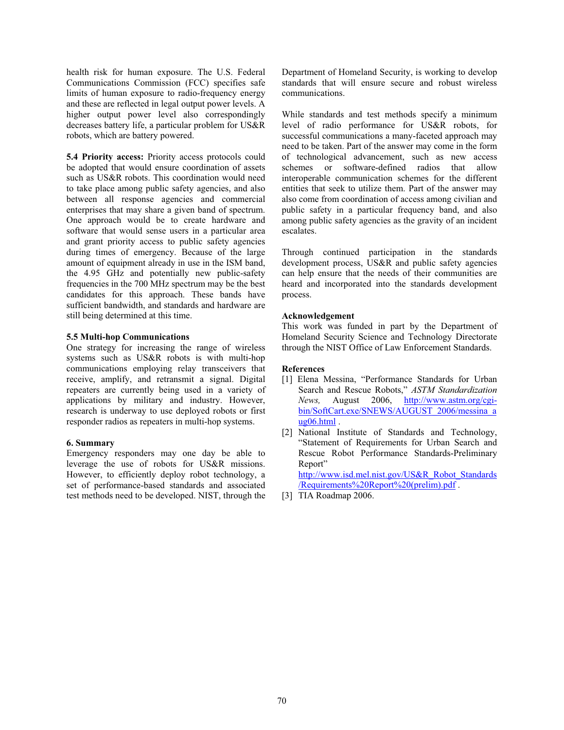health risk for human exposure. The U.S. Federal Communications Commission (FCC) specifies safe limits of human exposure to radio-frequency energy and these are reflected in legal output power levels. A higher output power level also correspondingly decreases battery life, a particular problem for US&R robots, which are battery powered.

**5.4 Priority access:** Priority access protocols could be adopted that would ensure coordination of assets such as US&R robots. This coordination would need to take place among public safety agencies, and also between all response agencies and commercial enterprises that may share a given band of spectrum. One approach would be to create hardware and software that would sense users in a particular area and grant priority access to public safety agencies during times of emergency. Because of the large amount of equipment already in use in the ISM band, the 4.95 GHz and potentially new public-safety frequencies in the 700 MHz spectrum may be the best candidates for this approach. These bands have sufficient bandwidth, and standards and hardware are still being determined at this time.

### 5.5 Multi-hop Communications

One strategy for increasing the range of wireless systems such as US&R robots is with multi-hop communications employing relay transceivers that receive, amplify, and retransmit a signal. Digital repeaters are currently being used in a variety of applications by military and industry. However, research is underway to use deployed robots or first responder radios as repeaters in multi-hop systems.

## 6. Summary

Emergency responders may one day be able to leverage the use of robots for US&R missions. However, to efficiently deploy robot technology, a set of performance-based standards and associated test methods need to be developed. NIST, through the Department of Homeland Security, is working to develop standards that will ensure secure and robust wireless communications.

While standards and test methods specify a minimum level of radio performance for US&R robots, for successful communications a many-faceted approach may need to be taken. Part of the answer may come in the form of technological advancement, such as new access schemes or software-defined radios that allow interoperable communication schemes for the different entities that seek to utilize them. Part of the answer may also come from coordination of access among civilian and public safety in a particular frequency band, and also among public safety agencies as the gravity of an incident escalates.

Through continued participation in the standards development process, US&R and public safety agencies can help ensure that the needs of their communities are heard and incorporated into the standards development process.

## Acknowledgement

This work was funded in part by the Department of Homeland Security Science and Technology Directorate through the NIST Office of Law Enforcement Standards.

## References

[1] Elena Messina, "Performance Standards for Urban Search and Rescue Robots," *ASTM Standardization News,* August 2006, http://www.astm.org/cgi-bin/SoftCart.exe/SNEWS/AUGUST_2006/messina_aug06.html .

[2] National Institute of Standards and Technology, "Statement of Requirements for Urban Search and Rescue Robot Performance Standards-Preliminary Report" http://www.isd.mel.nist.gov/US&R_Robot_Standards/Requirements%20Report%20(prelim).pdf .

[3] TIA Roadmap 2006.